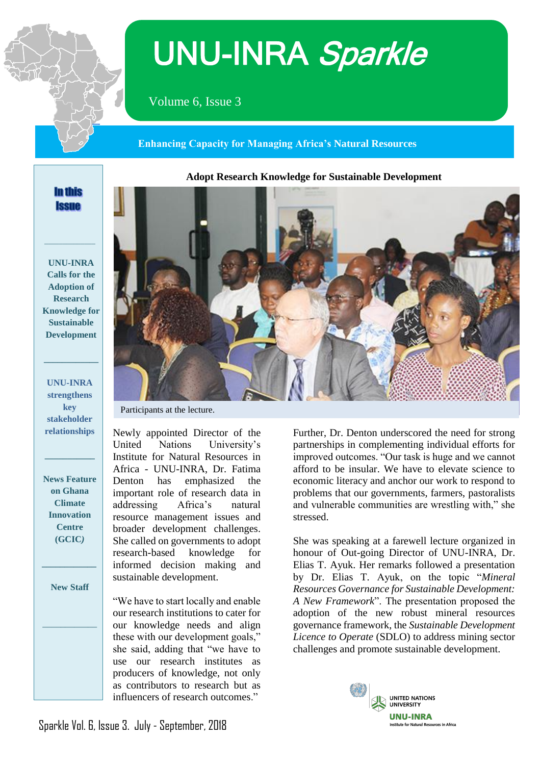# UNU-INRA *Sparkle*

Volume 6, Issue 3

**Enhancing Capacity for Managing Africa's Natural Resources**

**In this Issue**

- **UNU-INRA Calls for the Adoption of Research Knowledge for Sustainable Development**
- **UNU-INRA strengthens key stakeholder relationships**
- **News Feature on Ghana Climate Innovation Centre (GCIC)**
- **New Staff**

## Adopt Research Knowledge for Sustainable Development

Participants at the lecture.

Newly appointed Director of the United Nations University's Institute for Natural Resources in Africa - UNU-INRA, Dr. Fatima Denton has emphasized the important role of research data in addressing Africa's natural resource management issues and broader development challenges. She called on governments to adopt research-based knowledge for informed decision making and sustainable development.

"We have to start locally and enable our research institutions to cater for our knowledge needs and align these with our development goals," she said, adding that "we have to use our research institutes as producers of knowledge, not only as contributors to research but as influencers of research outcomes."

Further, Dr. Denton underscored the need for strong partnerships in complementing individual efforts for improved outcomes. "Our task is huge and we cannot afford to be insular. We have to elevate science to economic literacy and anchor our work to respond to problems that our governments, farmers, pastoralists and vulnerable communities are wrestling with," she stressed.

She was speaking at a farewell lecture organized in honour of Out-going Director of UNU-INRA, Dr. Elias T. Ayuk. Her remarks followed a presentation by Dr. Elias T. Ayuk, on the topic "*Mineral Resources Governance for Sustainable Development: A New Framework*". The presentation proposed the adoption of the new robust mineral resources governance framework, the *Sustainable Development Licence to Operate* (SDLO) to address mining sector challenges and promote sustainable development.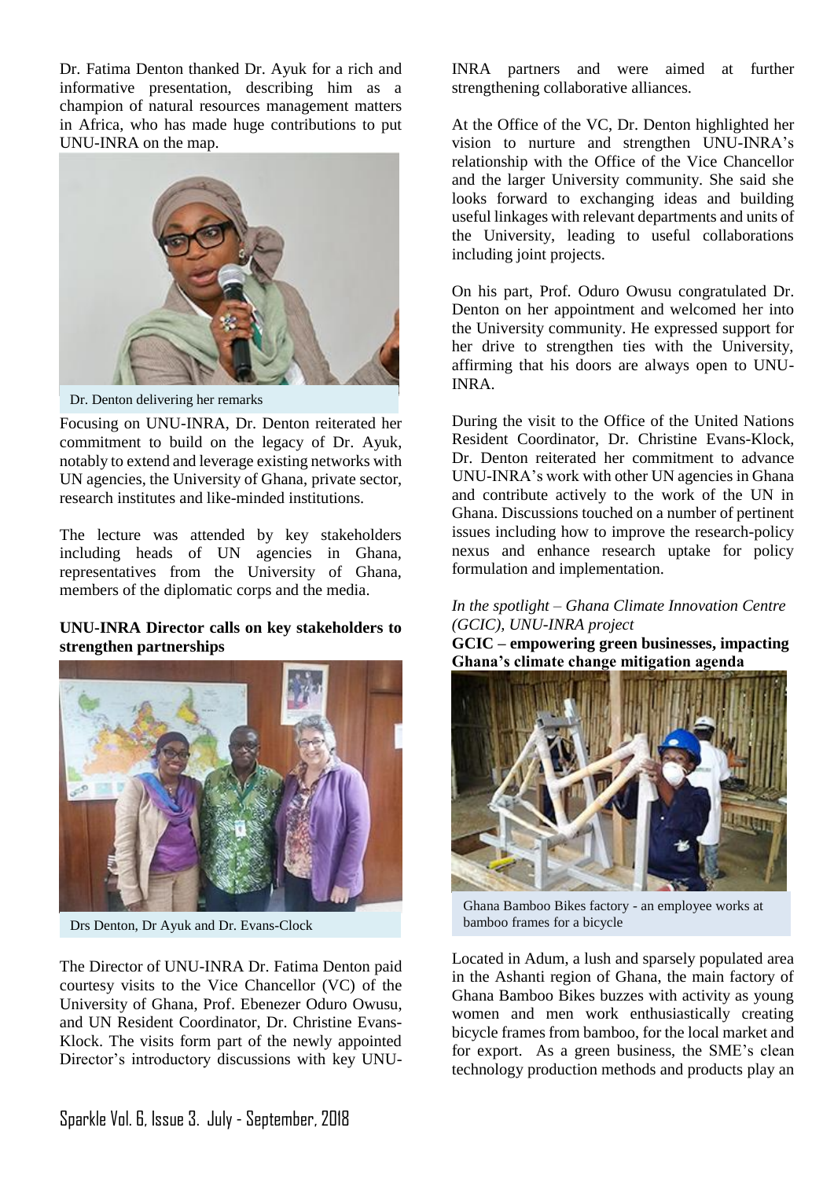Dr. Fatima Denton thanked Dr. Ayuk for a rich and informative presentation, describing him as a champion of natural resources management matters in Africa, who has made huge contributions to put UNU-INRA on the map.

Dr. Denton delivering her remarks

Focusing on UNU-INRA, Dr. Denton reiterated her commitment to build on the legacy of Dr. Ayuk, notably to extend and leverage existing networks with UN agencies, the University of Ghana, private sector, research institutes and like-minded institutions.

The lecture was attended by key stakeholders including heads of UN agencies in Ghana, representatives from the University of Ghana, members of the diplomatic corps and the media.

**UNU-INRA Director calls on key stakeholders to strengthen partnerships**

Drs Denton, Dr Ayuk and Dr. Evans-Clock

The Director of UNU-INRA Dr. Fatima Denton paid courtesy visits to the Vice Chancellor (VC) of the University of Ghana, Prof. Ebenezer Oduro Owusu, and UN Resident Coordinator, Dr. Christine Evans-Klock. The visits form part of the newly appointed Director's introductory discussions with key UNU-INRA partners and were aimed at further strengthening collaborative alliances.

At the Office of the VC, Dr. Denton highlighted her vision to nurture and strengthen UNU-INRA's relationship with the Office of the Vice Chancellor and the larger University community. She said she looks forward to exchanging ideas and building useful linkages with relevant departments and units of the University, leading to useful collaborations including joint projects.

On his part, Prof. Oduro Owusu congratulated Dr. Denton on her appointment and welcomed her into the University community. He expressed support for her drive to strengthen ties with the University, affirming that his doors are always open to UNU-INRA.

During the visit to the Office of the United Nations Resident Coordinator, Dr. Christine Evans-Klock, Dr. Denton reiterated her commitment to advance UNU-INRA's work with other UN agencies in Ghana and contribute actively to the work of the UN in Ghana. Discussions touched on a number of pertinent issues including how to improve the research-policy nexus and enhance research uptake for policy formulation and implementation.

*In the spotlight – Ghana Climate Innovation Centre (GCIC), UNU-INRA project*

**GCIC – empowering green businesses, impacting Ghana's climate change mitigation agenda**

Ghana Bamboo Bikes factory - an employee works at bamboo frames for a bicycle

Located in Adum, a lush and sparsely populated area in the Ashanti region of Ghana, the main factory of Ghana Bamboo Bikes buzzes with activity as young women and men work enthusiastically creating bicycle frames from bamboo, for the local market and for export. As a green business, the SME's clean technology production methods and products play an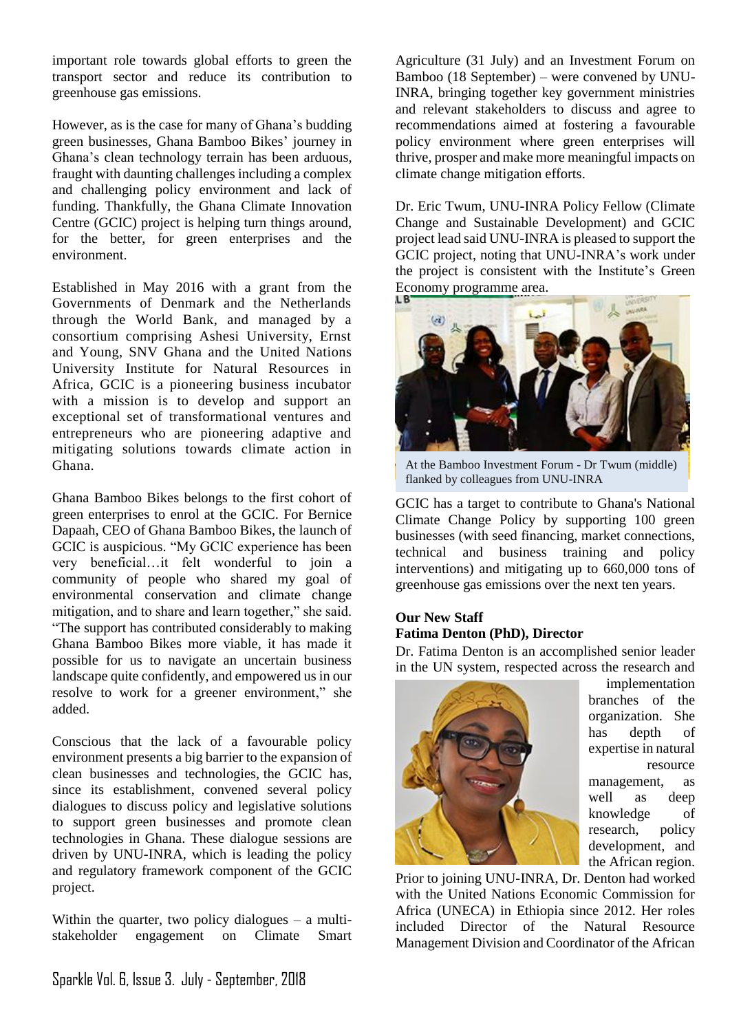important role towards global efforts to green the transport sector and reduce its contribution to greenhouse gas emissions.

However, as is the case for many of Ghana's budding green businesses, Ghana Bamboo Bikes' journey in Ghana's clean technology terrain has been arduous, fraught with daunting challenges including a complex and challenging policy environment and lack of funding. Thankfully, the Ghana Climate Innovation Centre (GCIC) project is helping turn things around, for the better, for green enterprises and the environment.

Established in May 2016 with a grant from the Governments of Denmark and the Netherlands through the World Bank, and managed by a consortium comprising Ashesi University, Ernst and Young, SNV Ghana and the United Nations University Institute for Natural Resources in Africa, GCIC is a pioneering business incubator with a mission is to develop and support an exceptional set of transformational ventures and entrepreneurs who are pioneering adaptive and mitigating solutions towards climate action in Ghana.

Ghana Bamboo Bikes belongs to the first cohort of green enterprises to enrol at the GCIC. For Bernice Dapaah, CEO of Ghana Bamboo Bikes, the launch of GCIC is auspicious. "My GCIC experience has been very beneficial…it felt wonderful to join a community of people who shared my goal of environmental conservation and climate change mitigation, and to share and learn together," she said. "The support has contributed considerably to making Ghana Bamboo Bikes more viable, it has made it possible for us to navigate an uncertain business landscape quite confidently, and empowered us in our resolve to work for a greener environment," she added.

Conscious that the lack of a favourable policy environment presents a big barrier to the expansion of clean businesses and technologies, the GCIC has, since its establishment, convened several policy dialogues to discuss policy and legislative solutions to support green businesses and promote clean technologies in Ghana. These dialogue sessions are driven by UNU-INRA, which is leading the policy and regulatory framework component of the GCIC project.

Within the quarter, two policy dialogues – a multi-stakeholder engagement on Climate Smart Agriculture (31 July) and an Investment Forum on Bamboo (18 September) – were convened by UNU-INRA, bringing together key government ministries and relevant stakeholders to discuss and agree to recommendations aimed at fostering a favourable policy environment where green enterprises will thrive, prosper and make more meaningful impacts on climate change mitigation efforts.

Dr. Eric Twum, UNU-INRA Policy Fellow (Climate Change and Sustainable Development) and GCIC project lead said UNU-INRA is pleased to support the GCIC project, noting that UNU-INRA's work under the project is consistent with the Institute's Green Economy programme area.

At the Bamboo Investment Forum - Dr Twum (middle) flanked by colleagues from UNU-INRA

GCIC has a target to contribute to Ghana's National Climate Change Policy by supporting 100 green businesses (with seed financing, market connections, technical and business training and policy interventions) and mitigating up to 660,000 tons of greenhouse gas emissions over the next ten years.

**Our New Staff**

**Fatima Denton (PhD), Director**

Dr. Fatima Denton is an accomplished senior leader in the UN system, respected across the research and implementation branches of the organization. She has depth of expertise in natural resource management, as well as deep knowledge of research, policy development, and the African region.

Prior to joining UNU-INRA, Dr. Denton had worked with the United Nations Economic Commission for Africa (UNECA) in Ethiopia since 2012. Her roles included Director of the Natural Resource Management Division and Coordinator of the African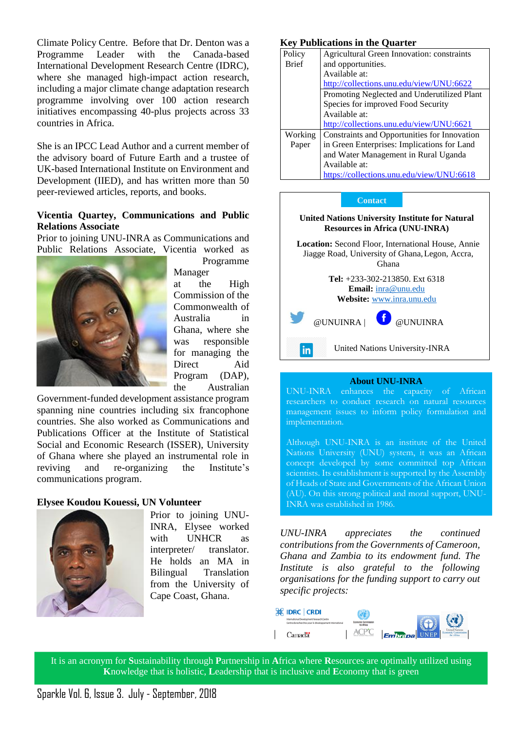Climate Policy Centre. Before that Dr. Denton was a Programme Leader with the Canada-based International Development Research Centre (IDRC), where she managed high-impact action research, including a major climate change adaptation research programme involving over 100 action research initiatives encompassing 40-plus projects across 33 countries in Africa.

She is an IPCC Lead Author and a current member of the advisory board of Future Earth and a trustee of UK-based International Institute on Environment and Development (IIED), and has written more than 50 peer-reviewed articles, reports, and books.

**Vicentia Quartey, Communications and Public Relations Associate**

Prior to joining UNU-INRA as Communications and Public Relations Associate, Vicentia worked as Programme Manager at the High Commission of the Commonwealth of Australia in Ghana, where she was responsible for managing the Direct Aid Program (DAP), the Australian Government-funded development assistance program spanning nine countries including six francophone countries. She also worked as Communications and Publications Officer at the Institute of Statistical Social and Economic Research (ISSER), University of Ghana where she played an instrumental role in reviving and re-organizing the Institute's communications program.

**Elysee Koudou Kouessi, UN Volunteer**

Prior to joining UNU-INRA, Elysee worked with UNHCR as interpreter/ translator. He holds an MA in Bilingual Translation from the University of Cape Coast, Ghana.

## Key Publications in the Quarter

| | |
|---|---|
| Policy Brief | Agricultural Green Innovation: constraints and opportunities. Available at: http://collections.unu.edu/view/UNU:6622 |
| | Promoting Neglected and Underutilized Plant Species for improved Food Security Available at: http://collections.unu.edu/view/UNU:6621 |
| Working Paper | Constraints and Opportunities for Innovation in Green Enterprises: Implications for Land and Water Management in Rural Uganda Available at: https://collections.unu.edu/view/UNU:6618 |

**Contact**

**United Nations University Institute for Natural Resources in Africa (UNU-INRA)**

**Location:** Second Floor, International House, Annie Jiagge Road, University of Ghana, Legon, Accra, Ghana

**Tel:** +233-302-213850. Ext 6318
**Email:** inra@unu.edu
**Website:** www.inra.unu.edu

@UNUINRA | @UNUINRA

United Nations University-INRA

**About UNU-INRA**

UNU-INRA enhances the capacity of African researchers to conduct research on natural resources management issues to inform policy formulation and implementation.

Although UNU-INRA is an institute of the United Nations University (UNU) system, it was an African concept developed by some committed top African scientists. Its establishment is supported by the Assembly of Heads of State and Governments of the African Union (AU). On this strong political and moral support, UNU-INRA was established in 1986.

*UNU-INRA appreciates the continued contributions from the Governments of Cameroon, Ghana and Zambia to its endowment fund. The Institute is also grateful to the following organisations for the funding support to carry out specific projects:*

IDRC | CRDI | Canada | ACPC | Embrapa | UNEP | United Nations Economic Commission for Africa

It is an acronym for **S**ustainability through **P**artnership in **A**frica where **R**esources are optimally utilized using **K**nowledge that is holistic, **L**eadership that is inclusive and **E**conomy that is green